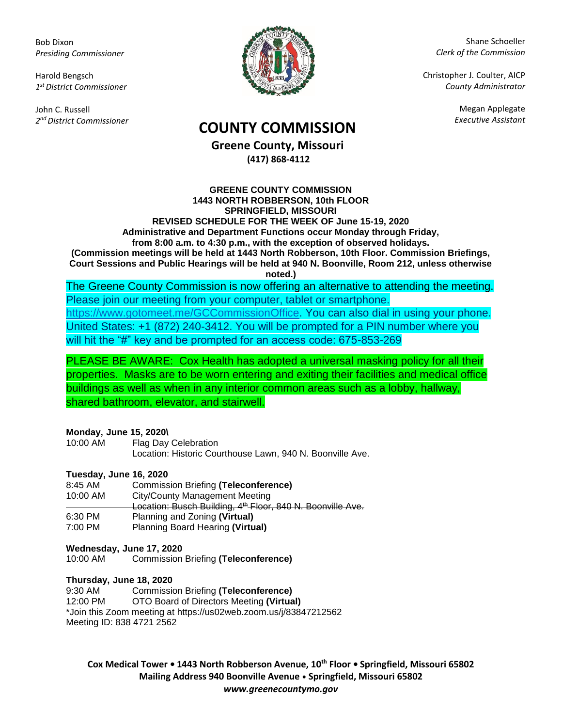Bob Dixon
*Presiding Commissioner*

Harold Bengsch
*1st District Commissioner*

John C. Russell
*2nd District Commissioner*

Shane Schoeller
*Clerk of the Commission*

Christopher J. Coulter, AICP
*County Administrator*

Megan Applegate
*Executive Assistant*

# COUNTY COMMISSION

**Greene County, Missouri**
**(417) 868-4112**

**GREENE COUNTY COMMISSION**
**1443 NORTH ROBBERSON, 10th FLOOR**
**SPRINGFIELD, MISSOURI**
**REVISED SCHEDULE FOR THE WEEK OF June 15-19, 2020**
**Administrative and Department Functions occur Monday through Friday, from 8:00 a.m. to 4:30 p.m., with the exception of observed holidays.**
**(Commission meetings will be held at 1443 North Robberson, 10th Floor. Commission Briefings, Court Sessions and Public Hearings will be held at 940 N. Boonville, Room 212, unless otherwise noted.)**

The Greene County Commission is now offering an alternative to attending the meeting. Please join our meeting from your computer, tablet or smartphone. https://www.gotomeet.me/GCCommissionOffice. You can also dial in using your phone. United States: +1 (872) 240-3412. You will be prompted for a PIN number where you will hit the "#" key and be prompted for an access code: 675-853-269

PLEASE BE AWARE: Cox Health has adopted a universal masking policy for all their properties. Masks are to be worn entering and exiting their facilities and medical office buildings as well as when in any interior common areas such as a lobby, hallway, shared bathroom, elevator, and stairwell.

**Monday, June 15, 2020\**

10:00 AM Flag Day Celebration
Location: Historic Courthouse Lawn, 940 N. Boonville Ave.

**Tuesday, June 16, 2020**

8:45 AM Commission Briefing **(Teleconference)**
10:00 AM ~~City/County Management Meeting~~
~~Location: Busch Building, 4th Floor, 840 N. Boonville Ave.~~
6:30 PM Planning and Zoning **(Virtual)**
7:00 PM Planning Board Hearing **(Virtual)**

**Wednesday, June 17, 2020**

10:00 AM Commission Briefing **(Teleconference)**

**Thursday, June 18, 2020**

9:30 AM Commission Briefing **(Teleconference)**
12:00 PM OTO Board of Directors Meeting **(Virtual)**
*Join this Zoom meeting at https://us02web.zoom.us/j/83847212562
Meeting ID: 838 4721 2562

**Cox Medical Tower • 1443 North Robberson Avenue, 10th Floor • Springfield, Missouri 65802**
**Mailing Address 940 Boonville Avenue • Springfield, Missouri 65802**
***www.greenecountymo.gov***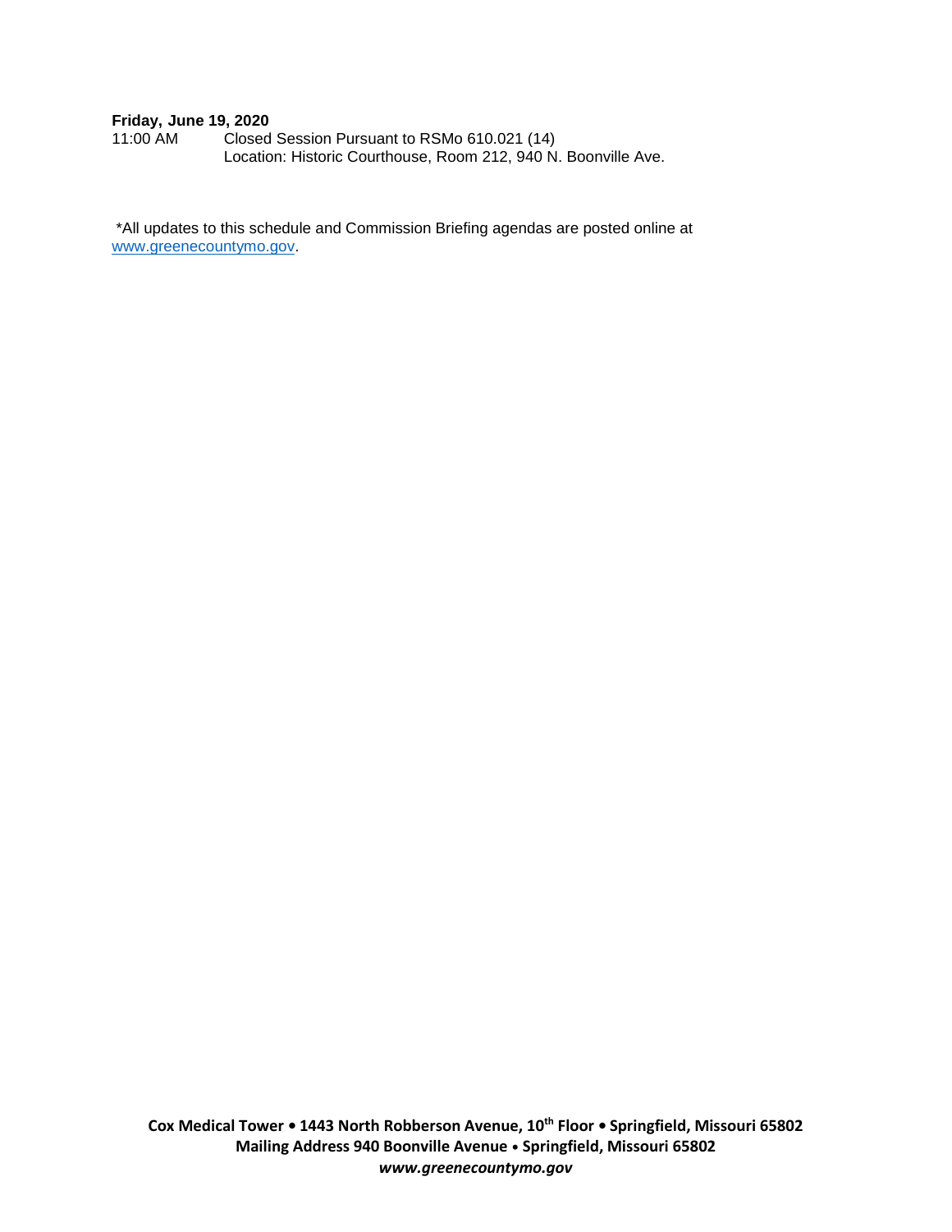**Friday, June 19, 2020**

11:00 AM Closed Session Pursuant to RSMo 610.021 (14)
Location: Historic Courthouse, Room 212, 940 N. Boonville Ave.

*All updates to this schedule and Commission Briefing agendas are posted online at www.greenecountymo.gov.

**Cox Medical Tower • 1443 North Robberson Avenue, 10th Floor • Springfield, Missouri 65802**
**Mailing Address 940 Boonville Avenue • Springfield, Missouri 65802**
***www.greenecountymo.gov***